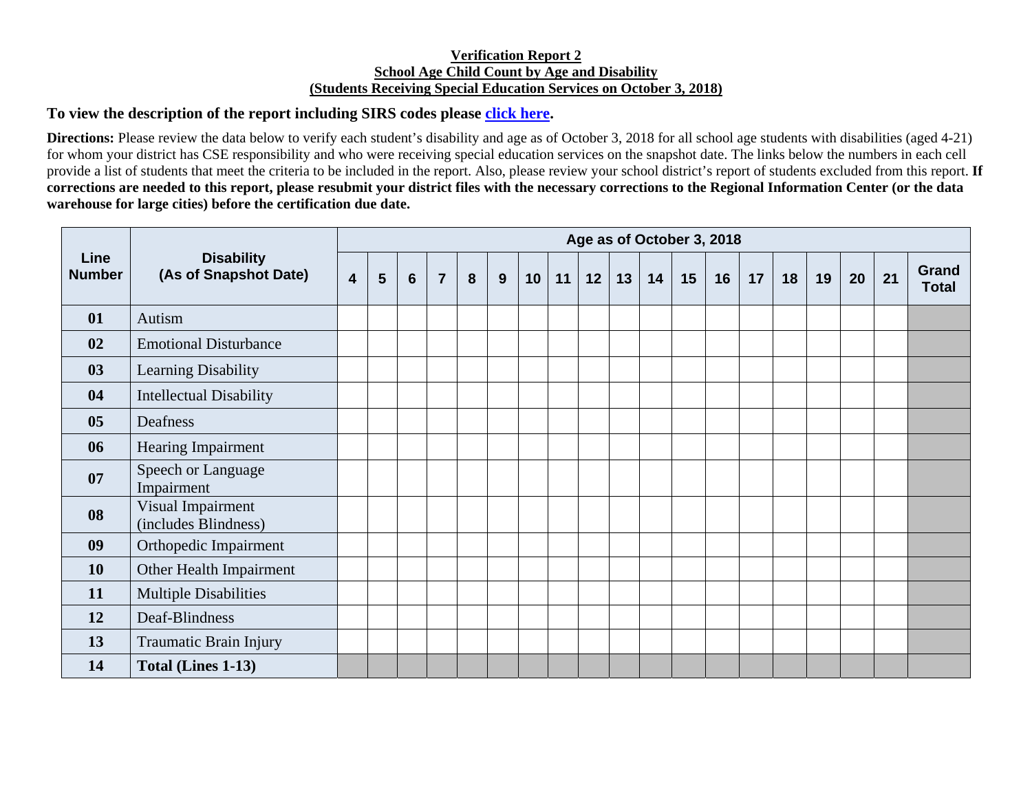**Verification Report 2**
**School Age Child Count by Age and Disability**
**(Students Receiving Special Education Services on October 3, 2018)**

**To view the description of the report including SIRS codes please click here.**

**Directions:** Please review the data below to verify each student's disability and age as of October 3, 2018 for all school age students with disabilities (aged 4-21) for whom your district has CSE responsibility and who were receiving special education services on the snapshot date. The links below the numbers in each cell provide a list of students that meet the criteria to be included in the report. Also, please review your school district's report of students excluded from this report. **If corrections are needed to this report, please resubmit your district files with the necessary corrections to the Regional Information Center (or the data warehouse for large cities) before the certification due date.**

| Line Number | Disability (As of Snapshot Date) | Age as of October 3, 2018 | | | | | | | | | | | | | | | | | | |
|---|---|---|---|---|---|---|---|---|---|---|---|---|---|---|---|---|---|---|---|---|
| | | 4 | 5 | 6 | 7 | 8 | 9 | 10 | 11 | 12 | 13 | 14 | 15 | 16 | 17 | 18 | 19 | 20 | 21 | Grand Total |
| **01** | Autism | | | | | | | | | | | | | | | | | | | |
| **02** | Emotional Disturbance | | | | | | | | | | | | | | | | | | | |
| **03** | Learning Disability | | | | | | | | | | | | | | | | | | | |
| **04** | Intellectual Disability | | | | | | | | | | | | | | | | | | | |
| **05** | Deafness | | | | | | | | | | | | | | | | | | | |
| **06** | Hearing Impairment | | | | | | | | | | | | | | | | | | | |
| **07** | Speech or Language Impairment | | | | | | | | | | | | | | | | | | | |
| **08** | Visual Impairment (includes Blindness) | | | | | | | | | | | | | | | | | | | |
| **09** | Orthopedic Impairment | | | | | | | | | | | | | | | | | | | |
| **10** | Other Health Impairment | | | | | | | | | | | | | | | | | | | |
| **11** | Multiple Disabilities | | | | | | | | | | | | | | | | | | | |
| **12** | Deaf-Blindness | | | | | | | | | | | | | | | | | | | |
| **13** | Traumatic Brain Injury | | | | | | | | | | | | | | | | | | | |
| **14** | **Total (Lines 1-13)** | | | | | | | | | | | | | | | | | | | |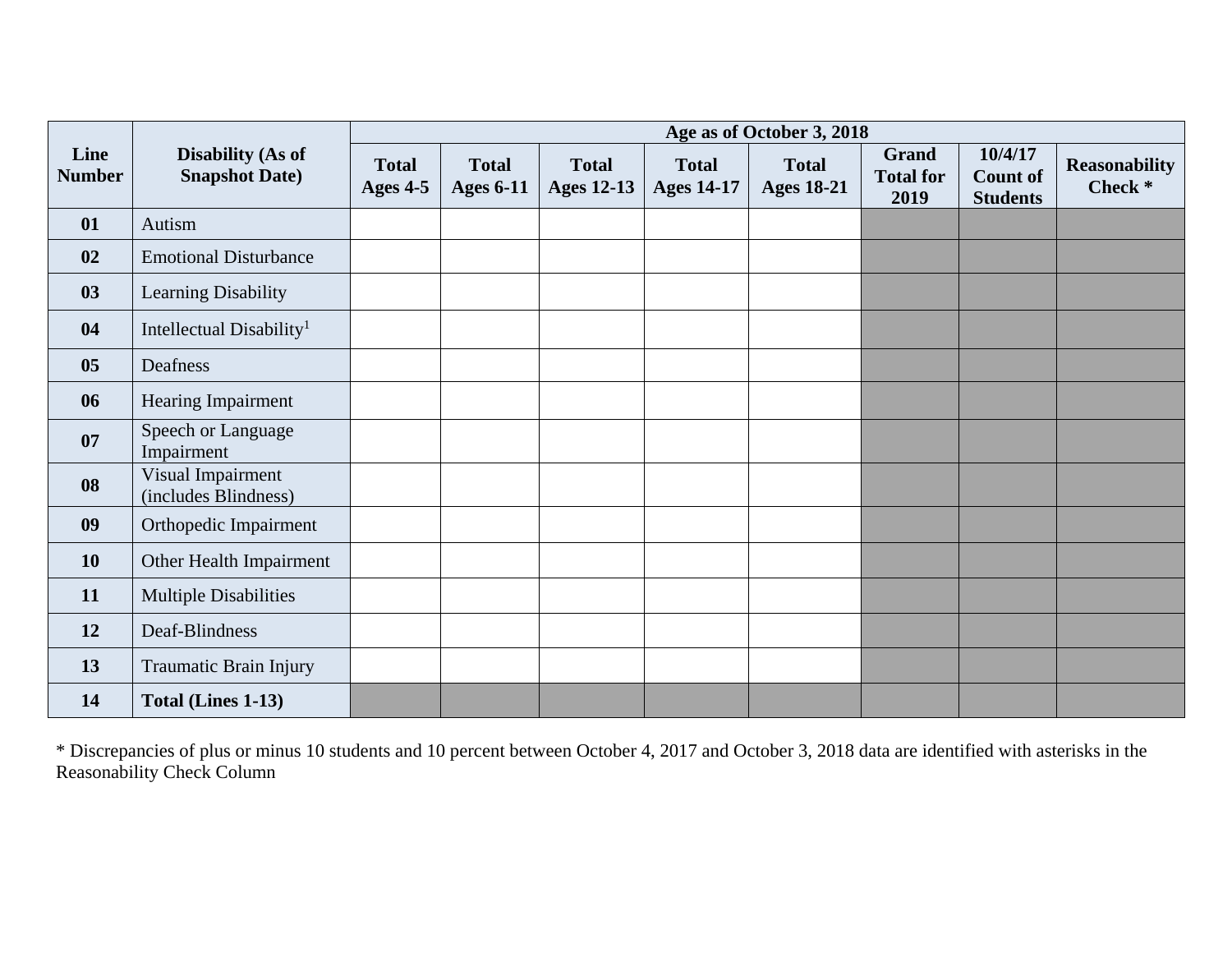| Line Number | Disability (As of Snapshot Date) | Age as of October 3, 2018 | | | | | | | |
|---|---|---|---|---|---|---|---|---|---|
| | | Total Ages 4-5 | Total Ages 6-11 | Total Ages 12-13 | Total Ages 14-17 | Total Ages 18-21 | Grand Total for 2019 | 10/4/17 Count of Students | Reasonability Check * |
| 01 | Autism | | | | | | | | |
| 02 | Emotional Disturbance | | | | | | | | |
| 03 | Learning Disability | | | | | | | | |
| 04 | Intellectual Disability[1] | | | | | | | | |
| 05 | Deafness | | | | | | | | |
| 06 | Hearing Impairment | | | | | | | | |
| 07 | Speech or Language Impairment | | | | | | | | |
| 08 | Visual Impairment (includes Blindness) | | | | | | | | |
| 09 | Orthopedic Impairment | | | | | | | | |
| 10 | Other Health Impairment | | | | | | | | |
| 11 | Multiple Disabilities | | | | | | | | |
| 12 | Deaf-Blindness | | | | | | | | |
| 13 | Traumatic Brain Injury | | | | | | | | |
| 14 | **Total (Lines 1-13)** | | | | | | | | |

* Discrepancies of plus or minus 10 students and 10 percent between October 4, 2017 and October 3, 2018 data are identified with asterisks in the Reasonability Check Column